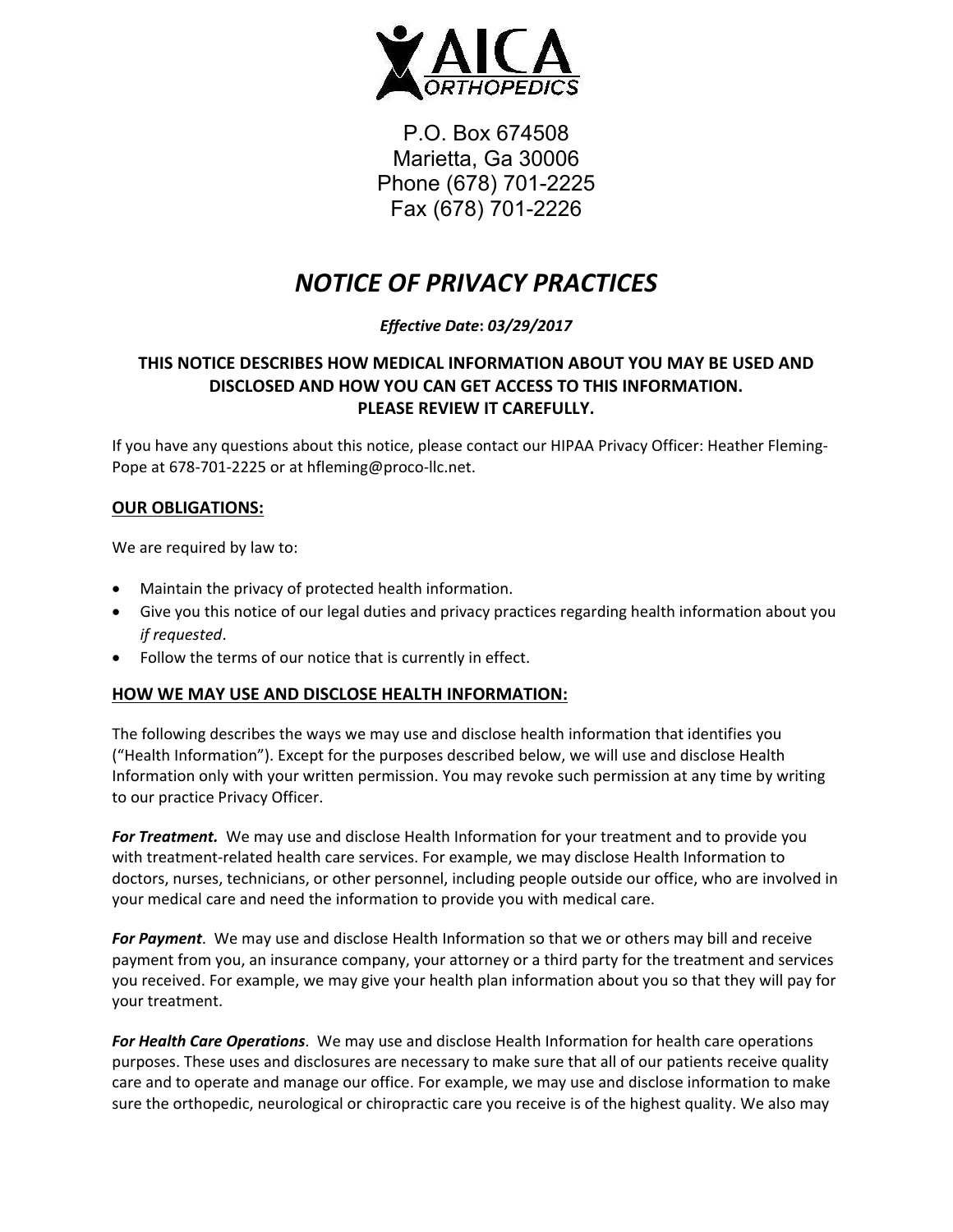AICA ORTHOPEDICS

P.O. Box 674508
Marietta, Ga 30006
Phone (678) 701-2225
Fax (678) 701-2226

# *NOTICE OF PRIVACY PRACTICES*

***Effective Date*: *03/29/2017***

**THIS NOTICE DESCRIBES HOW MEDICAL INFORMATION ABOUT YOU MAY BE USED AND DISCLOSED AND HOW YOU CAN GET ACCESS TO THIS INFORMATION. PLEASE REVIEW IT CAREFULLY.**

If you have any questions about this notice, please contact our HIPAA Privacy Officer: Heather Fleming-Pope at 678-701-2225 or at hfleming@proco-llc.net.

## OUR OBLIGATIONS:

We are required by law to:

- Maintain the privacy of protected health information.
- Give you this notice of our legal duties and privacy practices regarding health information about you *if requested*.
- Follow the terms of our notice that is currently in effect.

## HOW WE MAY USE AND DISCLOSE HEALTH INFORMATION:

The following describes the ways we may use and disclose health information that identifies you ("Health Information"). Except for the purposes described below, we will use and disclose Health Information only with your written permission. You may revoke such permission at any time by writing to our practice Privacy Officer.

***For Treatment.*** We may use and disclose Health Information for your treatment and to provide you with treatment-related health care services. For example, we may disclose Health Information to doctors, nurses, technicians, or other personnel, including people outside our office, who are involved in your medical care and need the information to provide you with medical care.

***For Payment***. We may use and disclose Health Information so that we or others may bill and receive payment from you, an insurance company, your attorney or a third party for the treatment and services you received. For example, we may give your health plan information about you so that they will pay for your treatment.

***For Health Care Operations***. We may use and disclose Health Information for health care operations purposes. These uses and disclosures are necessary to make sure that all of our patients receive quality care and to operate and manage our office. For example, we may use and disclose information to make sure the orthopedic, neurological or chiropractic care you receive is of the highest quality. We also may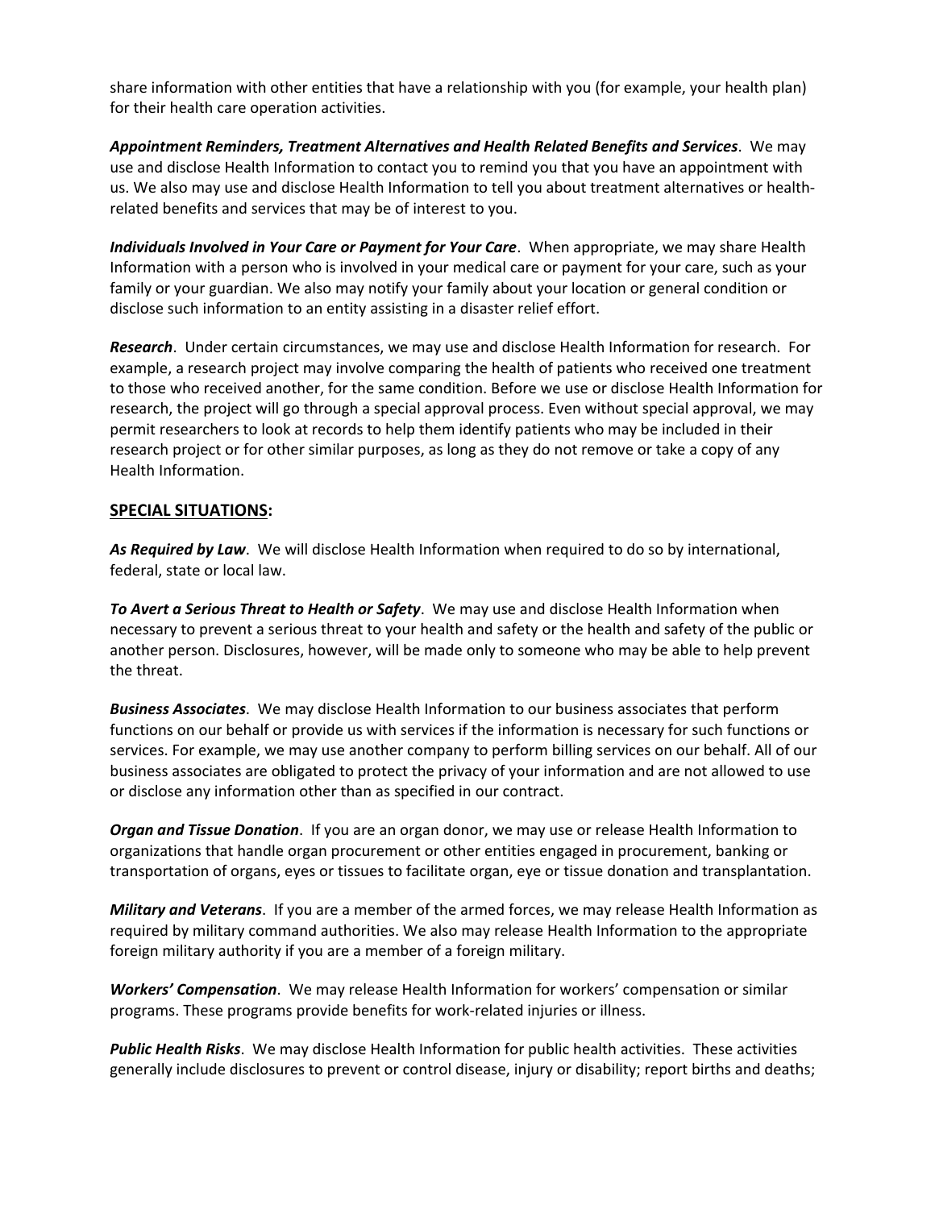share information with other entities that have a relationship with you (for example, your health plan) for their health care operation activities.

***Appointment Reminders, Treatment Alternatives and Health Related Benefits and Services***. We may use and disclose Health Information to contact you to remind you that you have an appointment with us. We also may use and disclose Health Information to tell you about treatment alternatives or health-related benefits and services that may be of interest to you.

***Individuals Involved in Your Care or Payment for Your Care***. When appropriate, we may share Health Information with a person who is involved in your medical care or payment for your care, such as your family or your guardian. We also may notify your family about your location or general condition or disclose such information to an entity assisting in a disaster relief effort.

***Research***. Under certain circumstances, we may use and disclose Health Information for research. For example, a research project may involve comparing the health of patients who received one treatment to those who received another, for the same condition. Before we use or disclose Health Information for research, the project will go through a special approval process. Even without special approval, we may permit researchers to look at records to help them identify patients who may be included in their research project or for other similar purposes, as long as they do not remove or take a copy of any Health Information.

## SPECIAL SITUATIONS:

***As Required by Law***. We will disclose Health Information when required to do so by international, federal, state or local law.

***To Avert a Serious Threat to Health or Safety***. We may use and disclose Health Information when necessary to prevent a serious threat to your health and safety or the health and safety of the public or another person. Disclosures, however, will be made only to someone who may be able to help prevent the threat.

***Business Associates***. We may disclose Health Information to our business associates that perform functions on our behalf or provide us with services if the information is necessary for such functions or services. For example, we may use another company to perform billing services on our behalf. All of our business associates are obligated to protect the privacy of your information and are not allowed to use or disclose any information other than as specified in our contract.

***Organ and Tissue Donation***. If you are an organ donor, we may use or release Health Information to organizations that handle organ procurement or other entities engaged in procurement, banking or transportation of organs, eyes or tissues to facilitate organ, eye or tissue donation and transplantation.

***Military and Veterans***. If you are a member of the armed forces, we may release Health Information as required by military command authorities. We also may release Health Information to the appropriate foreign military authority if you are a member of a foreign military.

***Workers' Compensation***. We may release Health Information for workers' compensation or similar programs. These programs provide benefits for work-related injuries or illness.

***Public Health Risks***. We may disclose Health Information for public health activities. These activities generally include disclosures to prevent or control disease, injury or disability; report births and deaths;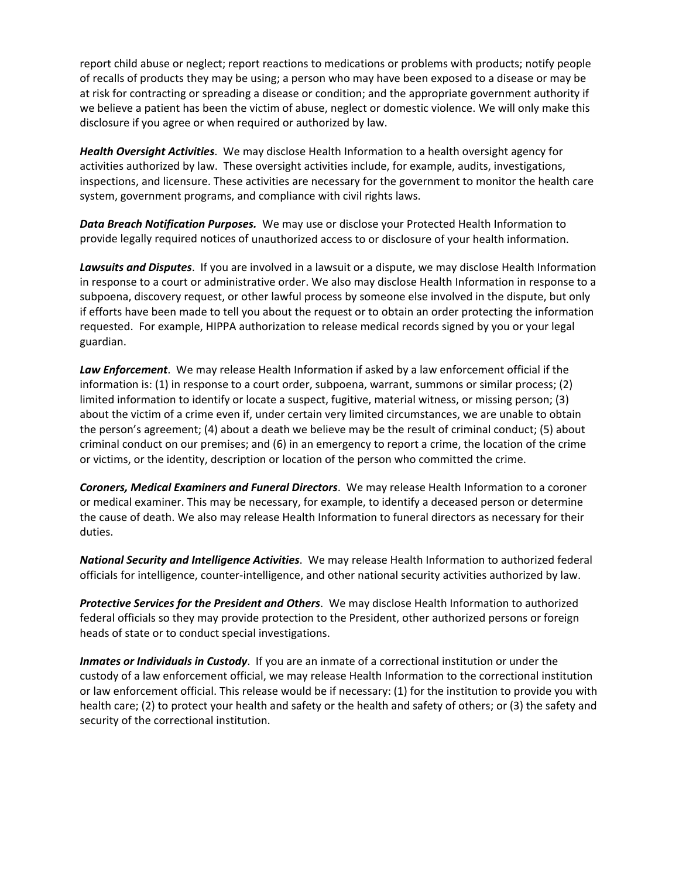report child abuse or neglect; report reactions to medications or problems with products; notify people of recalls of products they may be using; a person who may have been exposed to a disease or may be at risk for contracting or spreading a disease or condition; and the appropriate government authority if we believe a patient has been the victim of abuse, neglect or domestic violence. We will only make this disclosure if you agree or when required or authorized by law.

***Health Oversight Activities***. We may disclose Health Information to a health oversight agency for activities authorized by law. These oversight activities include, for example, audits, investigations, inspections, and licensure. These activities are necessary for the government to monitor the health care system, government programs, and compliance with civil rights laws.

***Data Breach Notification Purposes.*** We may use or disclose your Protected Health Information to provide legally required notices of unauthorized access to or disclosure of your health information.

***Lawsuits and Disputes***. If you are involved in a lawsuit or a dispute, we may disclose Health Information in response to a court or administrative order. We also may disclose Health Information in response to a subpoena, discovery request, or other lawful process by someone else involved in the dispute, but only if efforts have been made to tell you about the request or to obtain an order protecting the information requested. For example, HIPPA authorization to release medical records signed by you or your legal guardian.

***Law Enforcement***. We may release Health Information if asked by a law enforcement official if the information is: (1) in response to a court order, subpoena, warrant, summons or similar process; (2) limited information to identify or locate a suspect, fugitive, material witness, or missing person; (3) about the victim of a crime even if, under certain very limited circumstances, we are unable to obtain the person's agreement; (4) about a death we believe may be the result of criminal conduct; (5) about criminal conduct on our premises; and (6) in an emergency to report a crime, the location of the crime or victims, or the identity, description or location of the person who committed the crime.

***Coroners, Medical Examiners and Funeral Directors***. We may release Health Information to a coroner or medical examiner. This may be necessary, for example, to identify a deceased person or determine the cause of death. We also may release Health Information to funeral directors as necessary for their duties.

***National Security and Intelligence Activities***. We may release Health Information to authorized federal officials for intelligence, counter-intelligence, and other national security activities authorized by law.

***Protective Services for the President and Others***. We may disclose Health Information to authorized federal officials so they may provide protection to the President, other authorized persons or foreign heads of state or to conduct special investigations.

***Inmates or Individuals in Custody***. If you are an inmate of a correctional institution or under the custody of a law enforcement official, we may release Health Information to the correctional institution or law enforcement official. This release would be if necessary: (1) for the institution to provide you with health care; (2) to protect your health and safety or the health and safety of others; or (3) the safety and security of the correctional institution.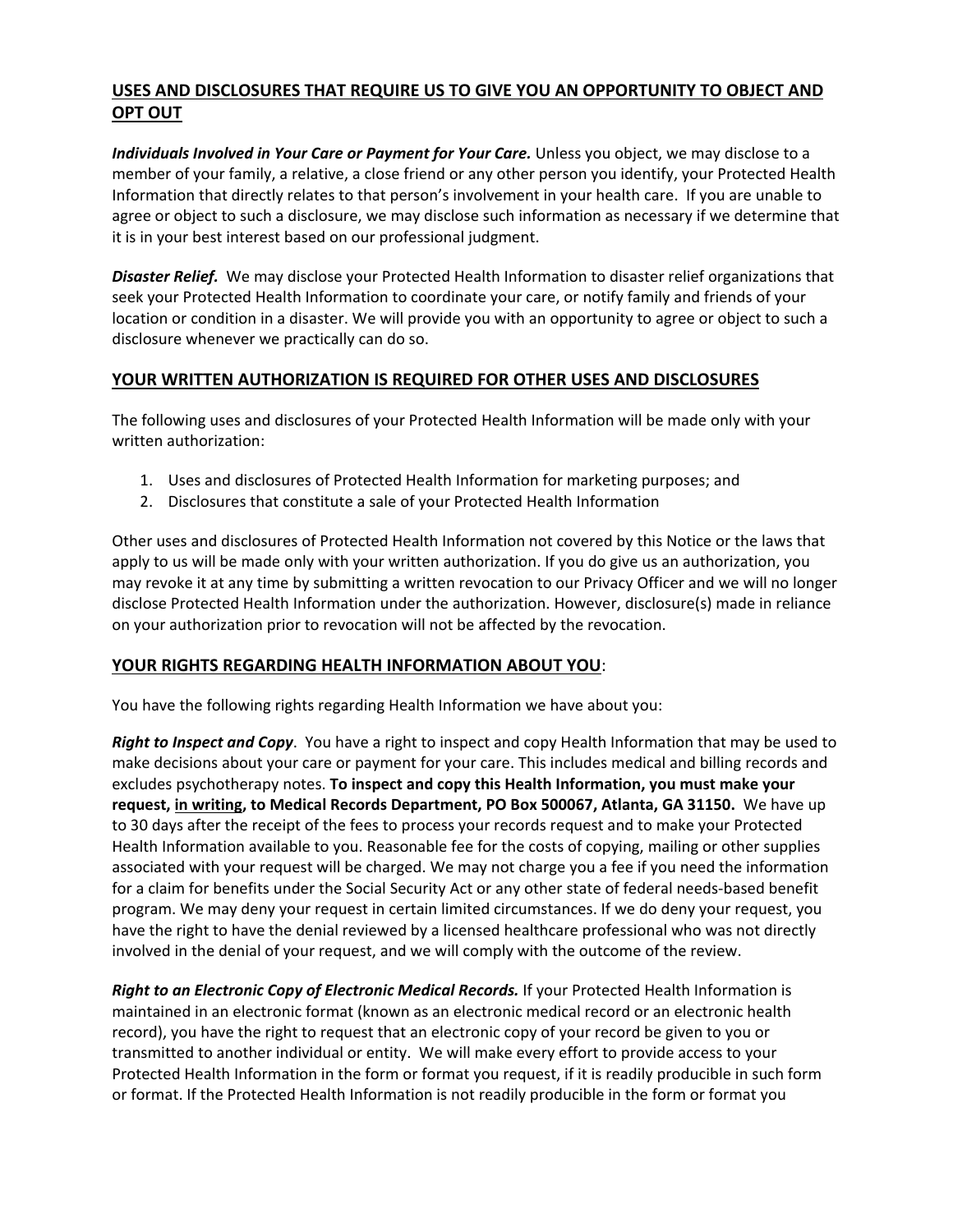## USES AND DISCLOSURES THAT REQUIRE US TO GIVE YOU AN OPPORTUNITY TO OBJECT AND OPT OUT

***Individuals Involved in Your Care or Payment for Your Care.*** Unless you object, we may disclose to a member of your family, a relative, a close friend or any other person you identify, your Protected Health Information that directly relates to that person's involvement in your health care. If you are unable to agree or object to such a disclosure, we may disclose such information as necessary if we determine that it is in your best interest based on our professional judgment.

***Disaster Relief.*** We may disclose your Protected Health Information to disaster relief organizations that seek your Protected Health Information to coordinate your care, or notify family and friends of your location or condition in a disaster. We will provide you with an opportunity to agree or object to such a disclosure whenever we practically can do so.

## YOUR WRITTEN AUTHORIZATION IS REQUIRED FOR OTHER USES AND DISCLOSURES

The following uses and disclosures of your Protected Health Information will be made only with your written authorization:

1. Uses and disclosures of Protected Health Information for marketing purposes; and
2. Disclosures that constitute a sale of your Protected Health Information

Other uses and disclosures of Protected Health Information not covered by this Notice or the laws that apply to us will be made only with your written authorization. If you do give us an authorization, you may revoke it at any time by submitting a written revocation to our Privacy Officer and we will no longer disclose Protected Health Information under the authorization. However, disclosure(s) made in reliance on your authorization prior to revocation will not be affected by the revocation.

## YOUR RIGHTS REGARDING HEALTH INFORMATION ABOUT YOU:

You have the following rights regarding Health Information we have about you:

***Right to Inspect and Copy***. You have a right to inspect and copy Health Information that may be used to make decisions about your care or payment for your care. This includes medical and billing records and excludes psychotherapy notes. **To inspect and copy this Health Information, you must make your request, in writing, to Medical Records Department, PO Box 500067, Atlanta, GA 31150.** We have up to 30 days after the receipt of the fees to process your records request and to make your Protected Health Information available to you. Reasonable fee for the costs of copying, mailing or other supplies associated with your request will be charged. We may not charge you a fee if you need the information for a claim for benefits under the Social Security Act or any other state of federal needs-based benefit program. We may deny your request in certain limited circumstances. If we do deny your request, you have the right to have the denial reviewed by a licensed healthcare professional who was not directly involved in the denial of your request, and we will comply with the outcome of the review.

***Right to an Electronic Copy of Electronic Medical Records.*** If your Protected Health Information is maintained in an electronic format (known as an electronic medical record or an electronic health record), you have the right to request that an electronic copy of your record be given to you or transmitted to another individual or entity. We will make every effort to provide access to your Protected Health Information in the form or format you request, if it is readily producible in such form or format. If the Protected Health Information is not readily producible in the form or format you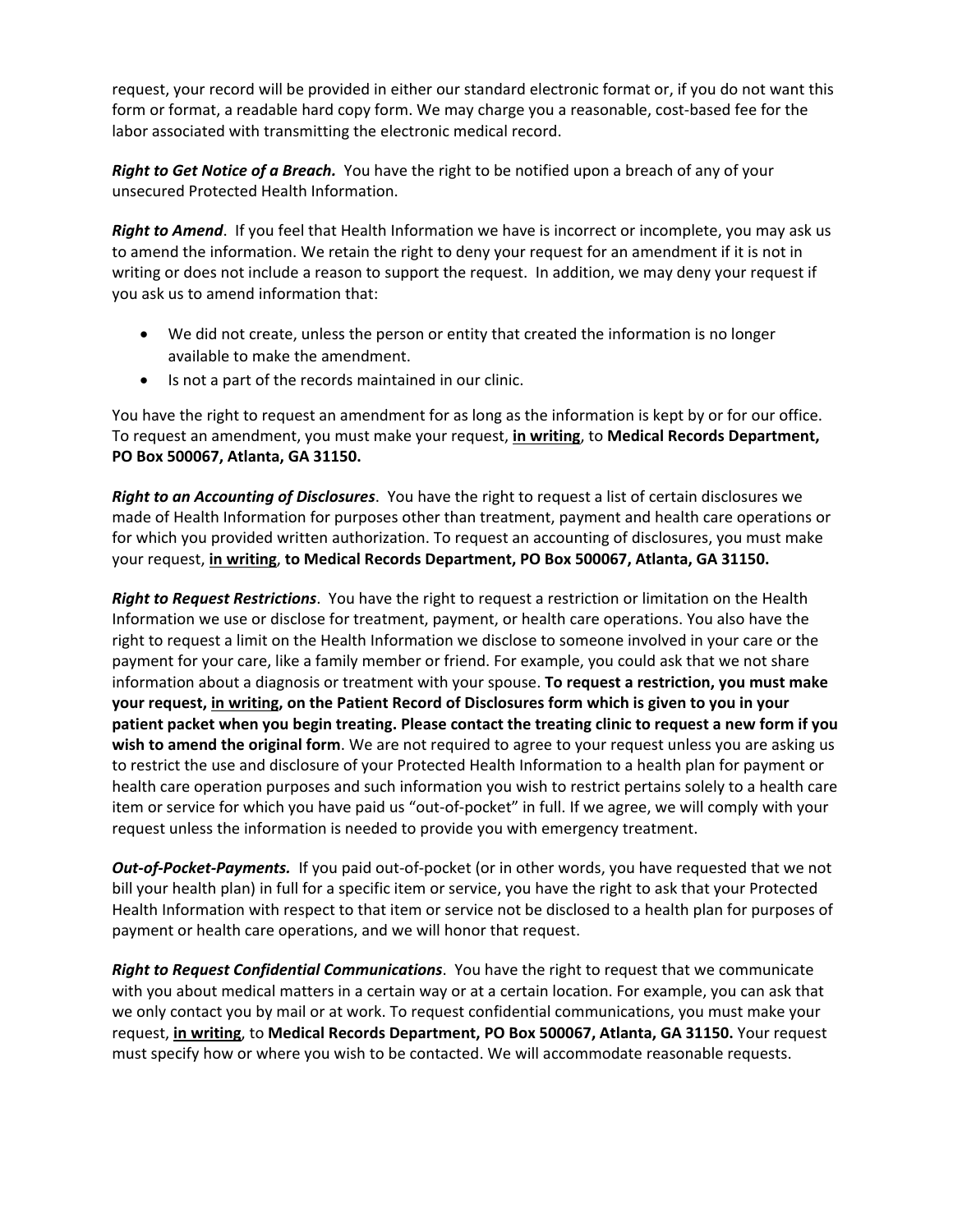request, your record will be provided in either our standard electronic format or, if you do not want this form or format, a readable hard copy form. We may charge you a reasonable, cost-based fee for the labor associated with transmitting the electronic medical record.

***Right to Get Notice of a Breach.*** You have the right to be notified upon a breach of any of your unsecured Protected Health Information.

***Right to Amend***. If you feel that Health Information we have is incorrect or incomplete, you may ask us to amend the information. We retain the right to deny your request for an amendment if it is not in writing or does not include a reason to support the request. In addition, we may deny your request if you ask us to amend information that:

- We did not create, unless the person or entity that created the information is no longer available to make the amendment.
- Is not a part of the records maintained in our clinic.

You have the right to request an amendment for as long as the information is kept by or for our office. To request an amendment, you must make your request, **<u>in writing</u>**, to **Medical Records Department, PO Box 500067, Atlanta, GA 31150.**

***Right to an Accounting of Disclosures***. You have the right to request a list of certain disclosures we made of Health Information for purposes other than treatment, payment and health care operations or for which you provided written authorization. To request an accounting of disclosures, you must make your request, **<u>in writing</u>**, **to Medical Records Department, PO Box 500067, Atlanta, GA 31150.**

***Right to Request Restrictions***. You have the right to request a restriction or limitation on the Health Information we use or disclose for treatment, payment, or health care operations. You also have the right to request a limit on the Health Information we disclose to someone involved in your care or the payment for your care, like a family member or friend. For example, you could ask that we not share information about a diagnosis or treatment with your spouse. **To request a restriction, you must make your request, <u>in writing</u>, on the Patient Record of Disclosures form which is given to you in your patient packet when you begin treating. Please contact the treating clinic to request a new form if you wish to amend the original form**. We are not required to agree to your request unless you are asking us to restrict the use and disclosure of your Protected Health Information to a health plan for payment or health care operation purposes and such information you wish to restrict pertains solely to a health care item or service for which you have paid us "out-of-pocket" in full. If we agree, we will comply with your request unless the information is needed to provide you with emergency treatment.

***Out-of-Pocket-Payments.*** If you paid out-of-pocket (or in other words, you have requested that we not bill your health plan) in full for a specific item or service, you have the right to ask that your Protected Health Information with respect to that item or service not be disclosed to a health plan for purposes of payment or health care operations, and we will honor that request.

***Right to Request Confidential Communications***. You have the right to request that we communicate with you about medical matters in a certain way or at a certain location. For example, you can ask that we only contact you by mail or at work. To request confidential communications, you must make your request, **<u>in writing</u>**, to **Medical Records Department, PO Box 500067, Atlanta, GA 31150.** Your request must specify how or where you wish to be contacted. We will accommodate reasonable requests.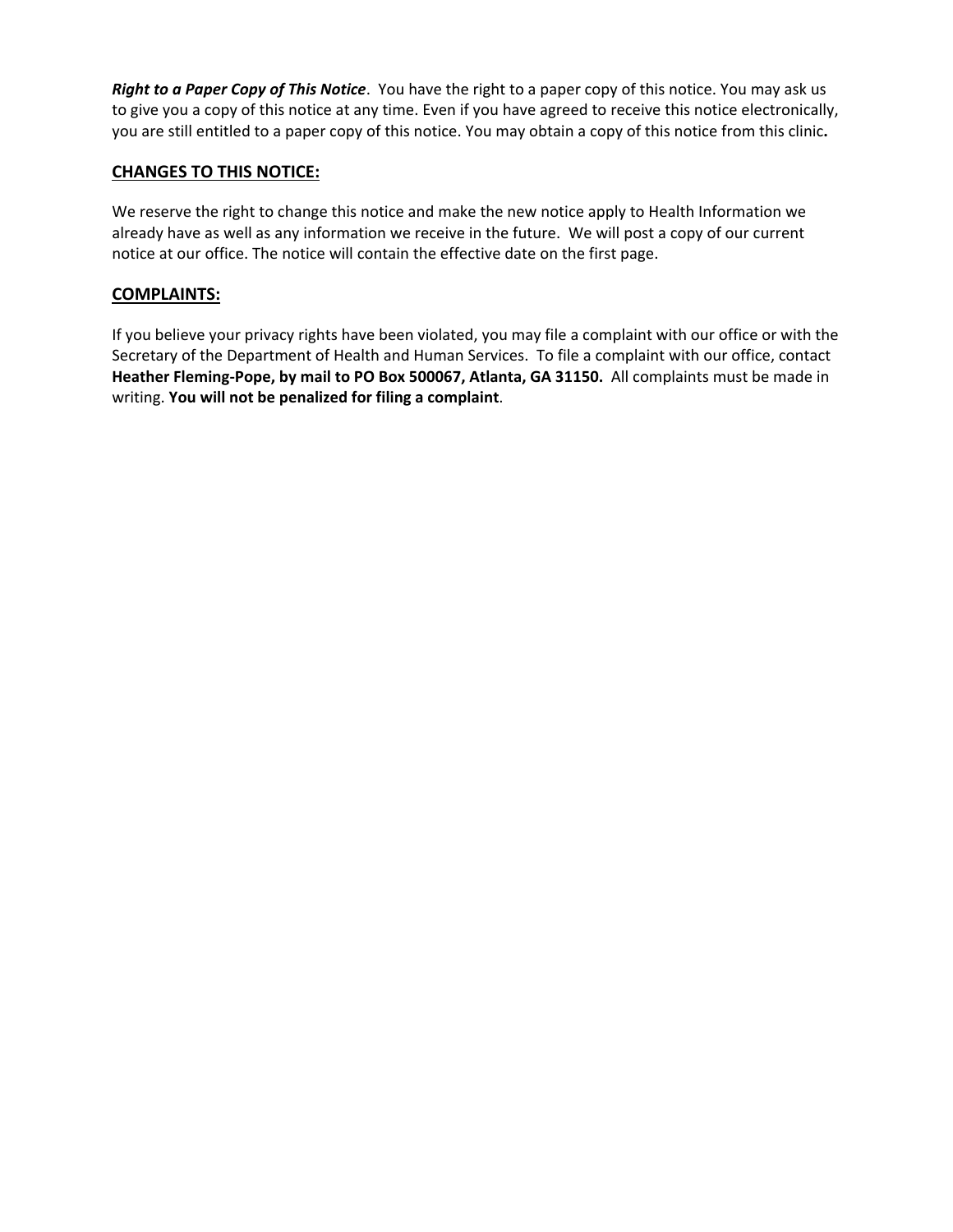***Right to a Paper Copy of This Notice***. You have the right to a paper copy of this notice. You may ask us to give you a copy of this notice at any time. Even if you have agreed to receive this notice electronically, you are still entitled to a paper copy of this notice. You may obtain a copy of this notice from this clinic**.**

## CHANGES TO THIS NOTICE:

We reserve the right to change this notice and make the new notice apply to Health Information we already have as well as any information we receive in the future. We will post a copy of our current notice at our office. The notice will contain the effective date on the first page.

## COMPLAINTS:

If you believe your privacy rights have been violated, you may file a complaint with our office or with the Secretary of the Department of Health and Human Services. To file a complaint with our office, contact **Heather Fleming-Pope, by mail to PO Box 500067, Atlanta, GA 31150.** All complaints must be made in writing. **You will not be penalized for filing a complaint**.